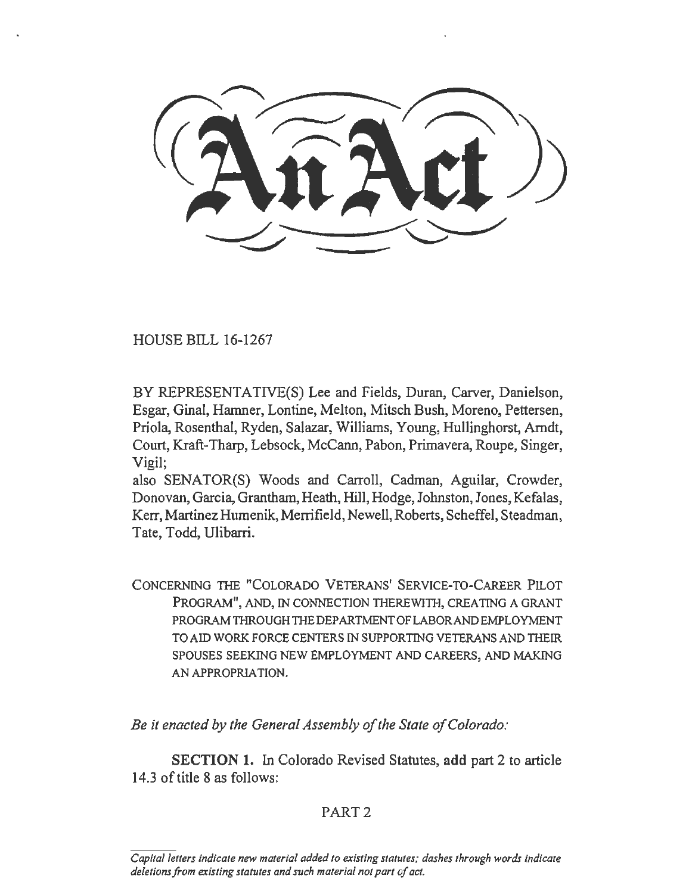# An Act

HOUSE BILL 16-1267

BY REPRESENTATIVE(S) Lee and Fields, Duran, Carver, Danielson, Esgar, Ginal, Hamner, Lontine, Melton, Mitsch Bush, Moreno, Pettersen, Priola, Rosenthal, Ryden, Salazar, Williams, Young, Hullinghorst, Arndt, Court, Kraft-Tharp, Lebsock, McCann, Pabon, Primavera, Roupe, Singer, Vigil;
also SENATOR(S) Woods and Carroll, Cadman, Aguilar, Crowder, Donovan, Garcia, Grantham, Heath, Hill, Hodge, Johnston, Jones, Kefalas, Kerr, Martinez Humenik, Merrifield, Newell, Roberts, Scheffel, Steadman, Tate, Todd, Ulibarri.

CONCERNING THE "COLORADO VETERANS' SERVICE-TO-CAREER PILOT PROGRAM", AND, IN CONNECTION THEREWITH, CREATING A GRANT PROGRAM THROUGH THE DEPARTMENT OF LABOR AND EMPLOYMENT TO AID WORK FORCE CENTERS IN SUPPORTING VETERANS AND THEIR SPOUSES SEEKING NEW EMPLOYMENT AND CAREERS, AND MAKING AN APPROPRIATION.

*Be it enacted by the General Assembly of the State of Colorado:*

**SECTION 1.** In Colorado Revised Statutes, **add** part 2 to article 14.3 of title 8 as follows:

PART 2

*Capital letters indicate new material added to existing statutes; dashes through words indicate deletions from existing statutes and such material not part of act.*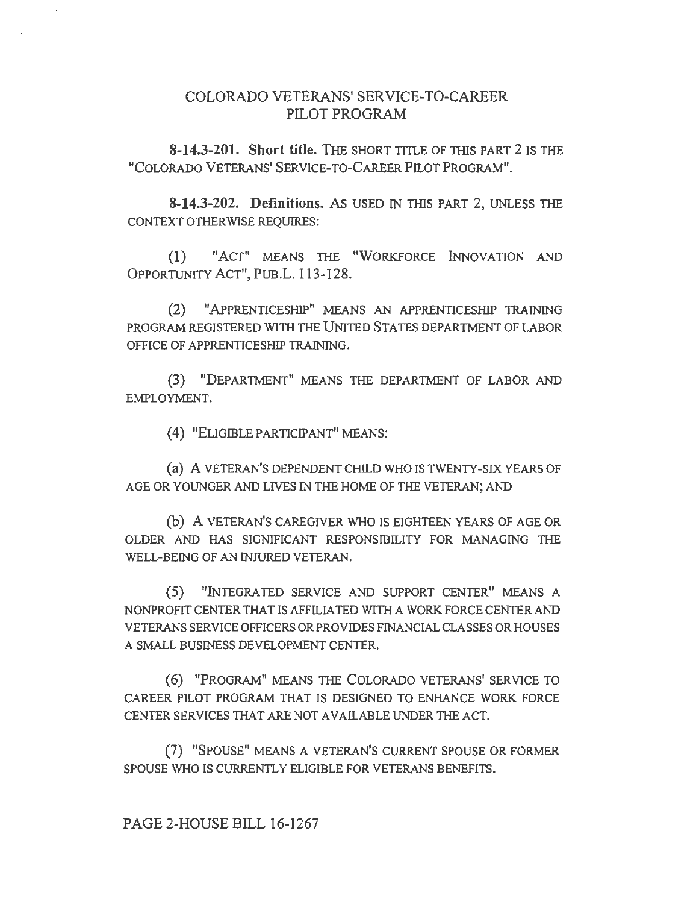## COLORADO VETERANS' SERVICE-TO-CAREER PILOT PROGRAM

**8-14.3-201. Short title.** THE SHORT TITLE OF THIS PART 2 IS THE "COLORADO VETERANS' SERVICE-TO-CAREER PILOT PROGRAM".

**8-14.3-202. Definitions.** AS USED IN THIS PART 2, UNLESS THE CONTEXT OTHERWISE REQUIRES:

(1) "ACT" MEANS THE "WORKFORCE INNOVATION AND OPPORTUNITY ACT", PUB.L. 113-128.

(2) "APPRENTICESHIP" MEANS AN APPRENTICESHIP TRAINING PROGRAM REGISTERED WITH THE UNITED STATES DEPARTMENT OF LABOR OFFICE OF APPRENTICESHIP TRAINING.

(3) "DEPARTMENT" MEANS THE DEPARTMENT OF LABOR AND EMPLOYMENT.

(4) "ELIGIBLE PARTICIPANT" MEANS:

(a) A VETERAN'S DEPENDENT CHILD WHO IS TWENTY-SIX YEARS OF AGE OR YOUNGER AND LIVES IN THE HOME OF THE VETERAN; AND

(b) A VETERAN'S CAREGIVER WHO IS EIGHTEEN YEARS OF AGE OR OLDER AND HAS SIGNIFICANT RESPONSIBILITY FOR MANAGING THE WELL-BEING OF AN INJURED VETERAN.

(5) "INTEGRATED SERVICE AND SUPPORT CENTER" MEANS A NONPROFIT CENTER THAT IS AFFILIATED WITH A WORK FORCE CENTER AND VETERANS SERVICE OFFICERS OR PROVIDES FINANCIAL CLASSES OR HOUSES A SMALL BUSINESS DEVELOPMENT CENTER.

(6) "PROGRAM" MEANS THE COLORADO VETERANS' SERVICE TO CAREER PILOT PROGRAM THAT IS DESIGNED TO ENHANCE WORK FORCE CENTER SERVICES THAT ARE NOT AVAILABLE UNDER THE ACT.

(7) "SPOUSE" MEANS A VETERAN'S CURRENT SPOUSE OR FORMER SPOUSE WHO IS CURRENTLY ELIGIBLE FOR VETERANS BENEFITS.

PAGE 2-HOUSE BILL 16-1267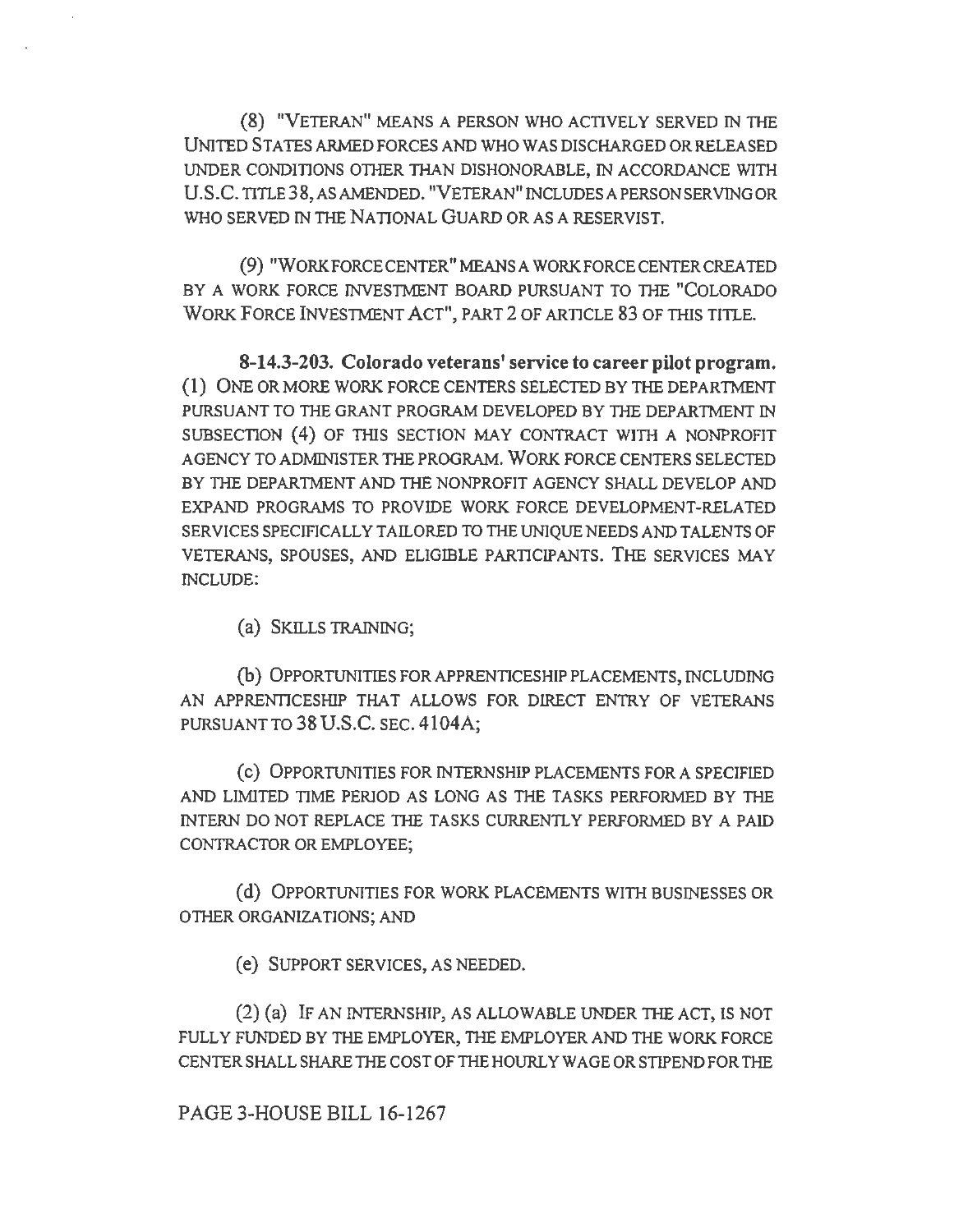(8) "VETERAN" MEANS A PERSON WHO ACTIVELY SERVED IN THE UNITED STATES ARMED FORCES AND WHO WAS DISCHARGED OR RELEASED UNDER CONDITIONS OTHER THAN DISHONORABLE, IN ACCORDANCE WITH U.S.C. TITLE 38, AS AMENDED. "VETERAN" INCLUDES A PERSON SERVING OR WHO SERVED IN THE NATIONAL GUARD OR AS A RESERVIST.

(9) "WORK FORCE CENTER" MEANS A WORK FORCE CENTER CREATED BY A WORK FORCE INVESTMENT BOARD PURSUANT TO THE "COLORADO WORK FORCE INVESTMENT ACT", PART 2 OF ARTICLE 83 OF THIS TITLE.

**8-14.3-203. Colorado veterans' service to career pilot program.** (1) ONE OR MORE WORK FORCE CENTERS SELECTED BY THE DEPARTMENT PURSUANT TO THE GRANT PROGRAM DEVELOPED BY THE DEPARTMENT IN SUBSECTION (4) OF THIS SECTION MAY CONTRACT WITH A NONPROFIT AGENCY TO ADMINISTER THE PROGRAM. WORK FORCE CENTERS SELECTED BY THE DEPARTMENT AND THE NONPROFIT AGENCY SHALL DEVELOP AND EXPAND PROGRAMS TO PROVIDE WORK FORCE DEVELOPMENT-RELATED SERVICES SPECIFICALLY TAILORED TO THE UNIQUE NEEDS AND TALENTS OF VETERANS, SPOUSES, AND ELIGIBLE PARTICIPANTS. THE SERVICES MAY INCLUDE:

(a) SKILLS TRAINING;

(b) OPPORTUNITIES FOR APPRENTICESHIP PLACEMENTS, INCLUDING AN APPRENTICESHIP THAT ALLOWS FOR DIRECT ENTRY OF VETERANS PURSUANT TO 38 U.S.C. SEC. 4104A;

(c) OPPORTUNITIES FOR INTERNSHIP PLACEMENTS FOR A SPECIFIED AND LIMITED TIME PERIOD AS LONG AS THE TASKS PERFORMED BY THE INTERN DO NOT REPLACE THE TASKS CURRENTLY PERFORMED BY A PAID CONTRACTOR OR EMPLOYEE;

(d) OPPORTUNITIES FOR WORK PLACEMENTS WITH BUSINESSES OR OTHER ORGANIZATIONS; AND

(e) SUPPORT SERVICES, AS NEEDED.

(2) (a) IF AN INTERNSHIP, AS ALLOWABLE UNDER THE ACT, IS NOT FULLY FUNDED BY THE EMPLOYER, THE EMPLOYER AND THE WORK FORCE CENTER SHALL SHARE THE COST OF THE HOURLY WAGE OR STIPEND FOR THE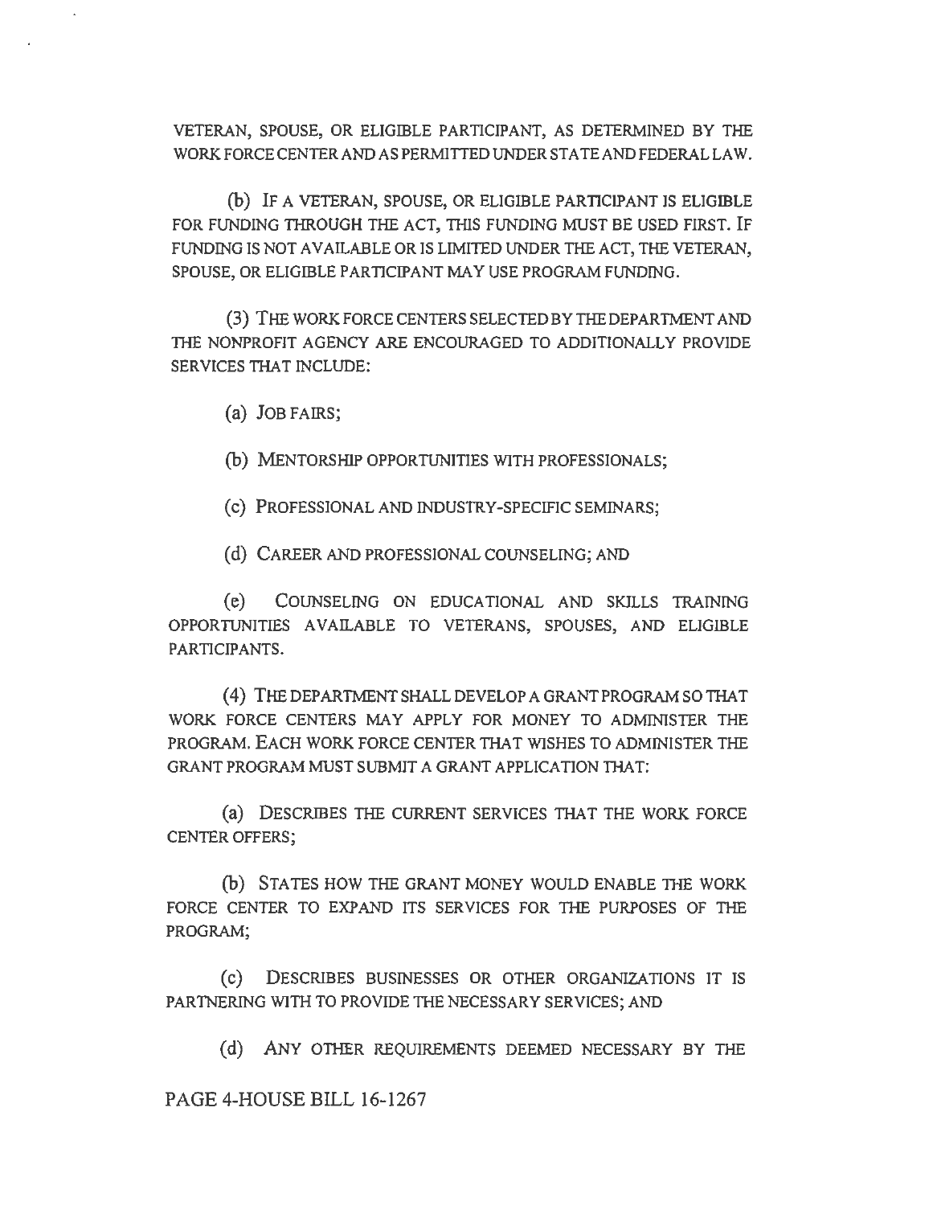VETERAN, SPOUSE, OR ELIGIBLE PARTICIPANT, AS DETERMINED BY THE WORK FORCE CENTER AND AS PERMITTED UNDER STATE AND FEDERAL LAW.

(b) IF A VETERAN, SPOUSE, OR ELIGIBLE PARTICIPANT IS ELIGIBLE FOR FUNDING THROUGH THE ACT, THIS FUNDING MUST BE USED FIRST. IF FUNDING IS NOT AVAILABLE OR IS LIMITED UNDER THE ACT, THE VETERAN, SPOUSE, OR ELIGIBLE PARTICIPANT MAY USE PROGRAM FUNDING.

(3) THE WORK FORCE CENTERS SELECTED BY THE DEPARTMENT AND THE NONPROFIT AGENCY ARE ENCOURAGED TO ADDITIONALLY PROVIDE SERVICES THAT INCLUDE:

(a) JOB FAIRS;

(b) MENTORSHIP OPPORTUNITIES WITH PROFESSIONALS;

(c) PROFESSIONAL AND INDUSTRY-SPECIFIC SEMINARS;

(d) CAREER AND PROFESSIONAL COUNSELING; AND

(e) COUNSELING ON EDUCATIONAL AND SKILLS TRAINING OPPORTUNITIES AVAILABLE TO VETERANS, SPOUSES, AND ELIGIBLE PARTICIPANTS.

(4) THE DEPARTMENT SHALL DEVELOP A GRANT PROGRAM SO THAT WORK FORCE CENTERS MAY APPLY FOR MONEY TO ADMINISTER THE PROGRAM. EACH WORK FORCE CENTER THAT WISHES TO ADMINISTER THE GRANT PROGRAM MUST SUBMIT A GRANT APPLICATION THAT:

(a) DESCRIBES THE CURRENT SERVICES THAT THE WORK FORCE CENTER OFFERS;

(b) STATES HOW THE GRANT MONEY WOULD ENABLE THE WORK FORCE CENTER TO EXPAND ITS SERVICES FOR THE PURPOSES OF THE PROGRAM;

(c) DESCRIBES BUSINESSES OR OTHER ORGANIZATIONS IT IS PARTNERING WITH TO PROVIDE THE NECESSARY SERVICES; AND

(d) ANY OTHER REQUIREMENTS DEEMED NECESSARY BY THE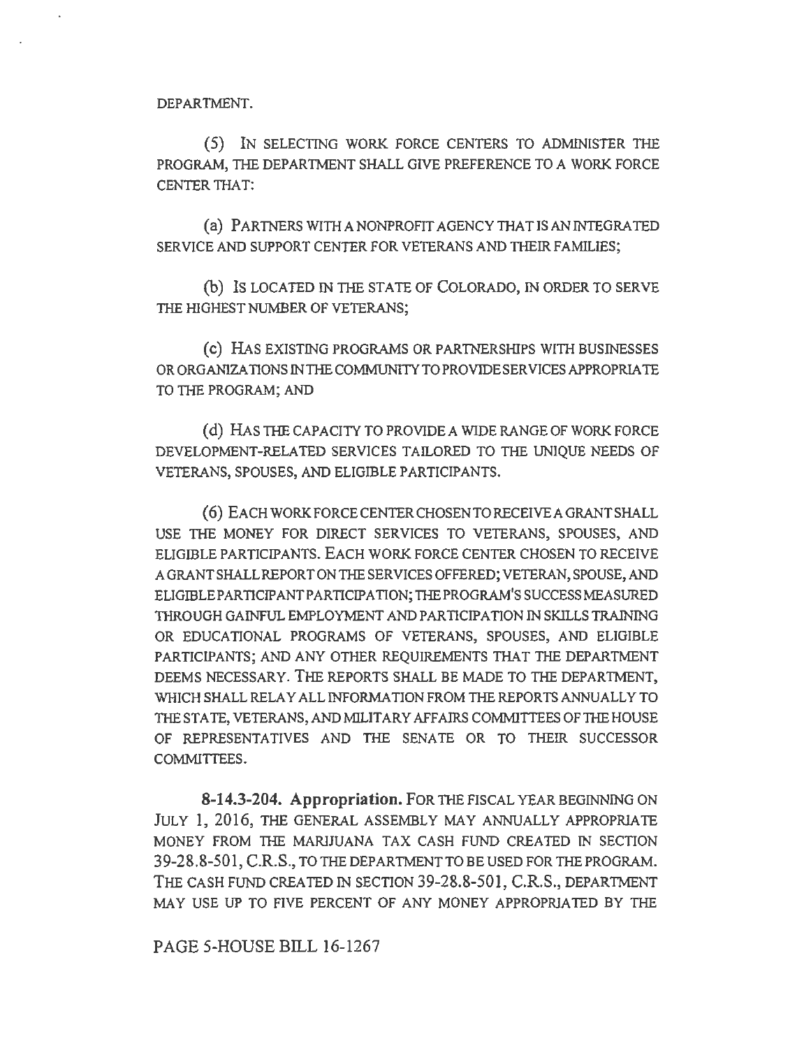DEPARTMENT.

(5) IN SELECTING WORK FORCE CENTERS TO ADMINISTER THE PROGRAM, THE DEPARTMENT SHALL GIVE PREFERENCE TO A WORK FORCE CENTER THAT:

(a) PARTNERS WITH A NONPROFIT AGENCY THAT IS AN INTEGRATED SERVICE AND SUPPORT CENTER FOR VETERANS AND THEIR FAMILIES;

(b) IS LOCATED IN THE STATE OF COLORADO, IN ORDER TO SERVE THE HIGHEST NUMBER OF VETERANS;

(c) HAS EXISTING PROGRAMS OR PARTNERSHIPS WITH BUSINESSES OR ORGANIZATIONS IN THE COMMUNITY TO PROVIDE SERVICES APPROPRIATE TO THE PROGRAM; AND

(d) HAS THE CAPACITY TO PROVIDE A WIDE RANGE OF WORK FORCE DEVELOPMENT-RELATED SERVICES TAILORED TO THE UNIQUE NEEDS OF VETERANS, SPOUSES, AND ELIGIBLE PARTICIPANTS.

(6) EACH WORK FORCE CENTER CHOSEN TO RECEIVE A GRANT SHALL USE THE MONEY FOR DIRECT SERVICES TO VETERANS, SPOUSES, AND ELIGIBLE PARTICIPANTS. EACH WORK FORCE CENTER CHOSEN TO RECEIVE A GRANT SHALL REPORT ON THE SERVICES OFFERED; VETERAN, SPOUSE, AND ELIGIBLE PARTICIPANT PARTICIPATION; THE PROGRAM'S SUCCESS MEASURED THROUGH GAINFUL EMPLOYMENT AND PARTICIPATION IN SKILLS TRAINING OR EDUCATIONAL PROGRAMS OF VETERANS, SPOUSES, AND ELIGIBLE PARTICIPANTS; AND ANY OTHER REQUIREMENTS THAT THE DEPARTMENT DEEMS NECESSARY. THE REPORTS SHALL BE MADE TO THE DEPARTMENT, WHICH SHALL RELAY ALL INFORMATION FROM THE REPORTS ANNUALLY TO THE STATE, VETERANS, AND MILITARY AFFAIRS COMMITTEES OF THE HOUSE OF REPRESENTATIVES AND THE SENATE OR TO THEIR SUCCESSOR COMMITTEES.

**8-14.3-204. Appropriation.** FOR THE FISCAL YEAR BEGINNING ON JULY 1, 2016, THE GENERAL ASSEMBLY MAY ANNUALLY APPROPRIATE MONEY FROM THE MARIJUANA TAX CASH FUND CREATED IN SECTION 39-28.8-501, C.R.S., TO THE DEPARTMENT TO BE USED FOR THE PROGRAM. THE CASH FUND CREATED IN SECTION 39-28.8-501, C.R.S., DEPARTMENT MAY USE UP TO FIVE PERCENT OF ANY MONEY APPROPRIATED BY THE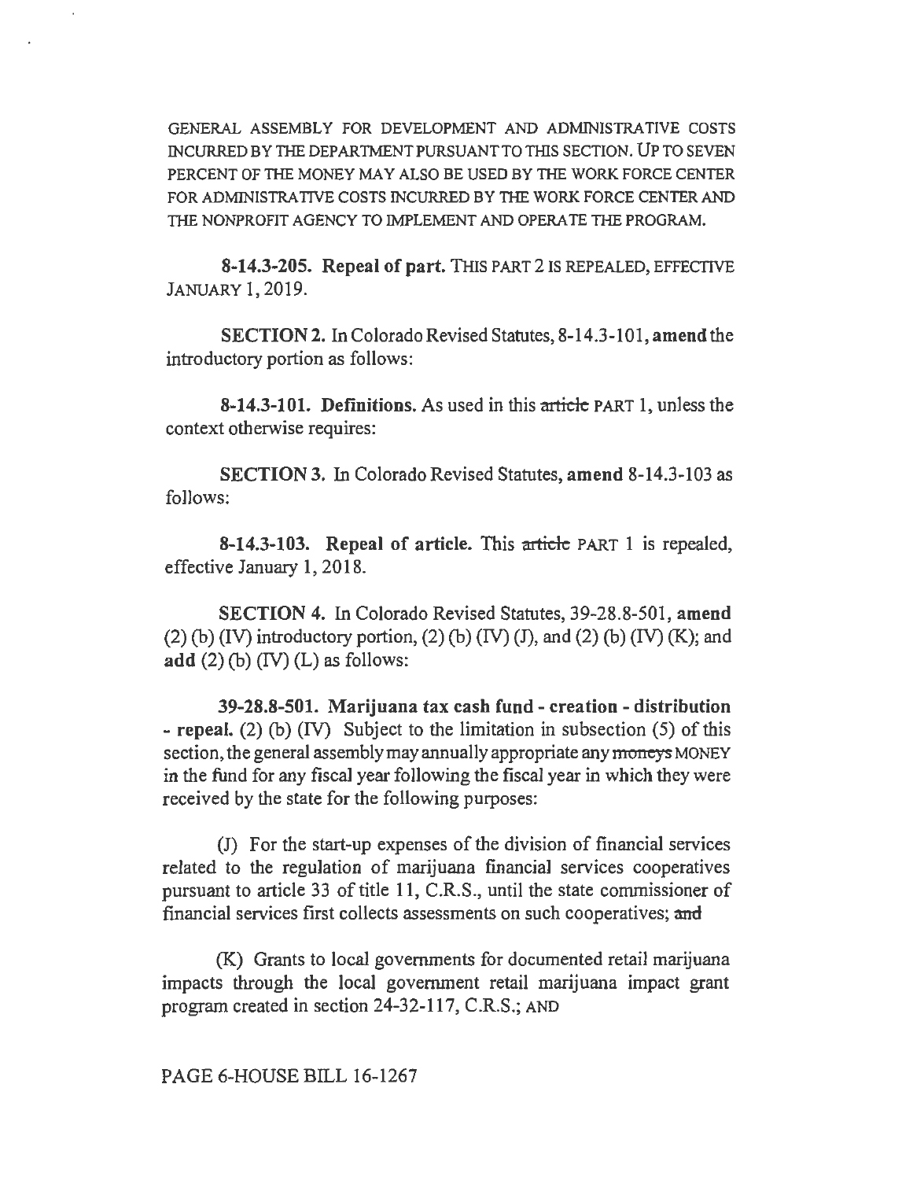GENERAL ASSEMBLY FOR DEVELOPMENT AND ADMINISTRATIVE COSTS INCURRED BY THE DEPARTMENT PURSUANT TO THIS SECTION. UP TO SEVEN PERCENT OF THE MONEY MAY ALSO BE USED BY THE WORK FORCE CENTER FOR ADMINISTRATIVE COSTS INCURRED BY THE WORK FORCE CENTER AND THE NONPROFIT AGENCY TO IMPLEMENT AND OPERATE THE PROGRAM.

**8-14.3-205. Repeal of part.** THIS PART 2 IS REPEALED, EFFECTIVE JANUARY 1, 2019.

**SECTION 2.** In Colorado Revised Statutes, 8-14.3-101, **amend** the introductory portion as follows:

**8-14.3-101. Definitions.** As used in this ~~article~~ PART 1, unless the context otherwise requires:

**SECTION 3.** In Colorado Revised Statutes, **amend** 8-14.3-103 as follows:

**8-14.3-103. Repeal of article.** This ~~article~~ PART 1 is repealed, effective January 1, 2018.

**SECTION 4.** In Colorado Revised Statutes, 39-28.8-501, **amend** (2) (b) (IV) introductory portion, (2) (b) (IV) (J), and (2) (b) (IV) (K); and **add** (2) (b) (IV) (L) as follows:

**39-28.8-501. Marijuana tax cash fund - creation - distribution - repeal.** (2) (b) (IV) Subject to the limitation in subsection (5) of this section, the general assembly may annually appropriate any ~~moneys~~ MONEY in the fund for any fiscal year following the fiscal year in which they were received by the state for the following purposes:

(J) For the start-up expenses of the division of financial services related to the regulation of marijuana financial services cooperatives pursuant to article 33 of title 11, C.R.S., until the state commissioner of financial services first collects assessments on such cooperatives; ~~and~~

(K) Grants to local governments for documented retail marijuana impacts through the local government retail marijuana impact grant program created in section 24-32-117, C.R.S.; AND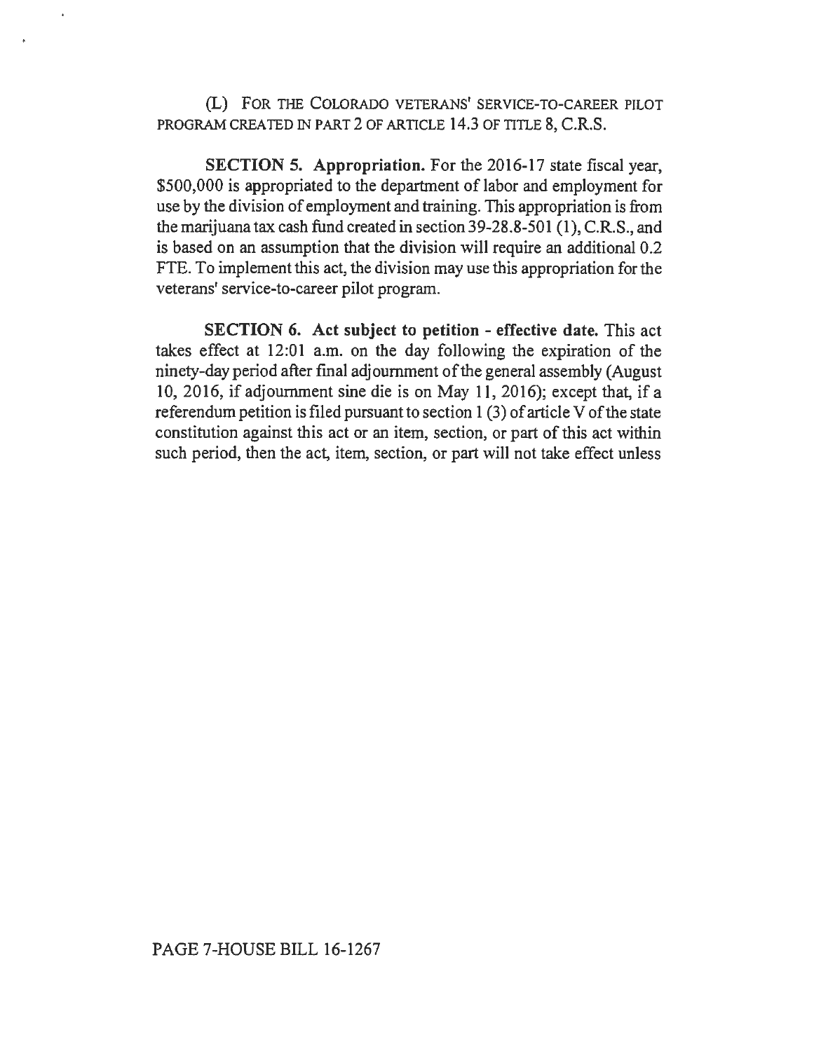(L) FOR THE COLORADO VETERANS' SERVICE-TO-CAREER PILOT PROGRAM CREATED IN PART 2 OF ARTICLE 14.3 OF TITLE 8, C.R.S.

**SECTION 5. Appropriation.** For the 2016-17 state fiscal year, $500,000 is appropriated to the department of labor and employment for use by the division of employment and training. This appropriation is from the marijuana tax cash fund created in section 39-28.8-501 (1), C.R.S., and is based on an assumption that the division will require an additional 0.2 FTE. To implement this act, the division may use this appropriation for the veterans' service-to-career pilot program.

**SECTION 6. Act subject to petition - effective date.** This act takes effect at 12:01 a.m. on the day following the expiration of the ninety-day period after final adjournment of the general assembly (August 10, 2016, if adjournment sine die is on May 11, 2016); except that, if a referendum petition is filed pursuant to section 1 (3) of article V of the state constitution against this act or an item, section, or part of this act within such period, then the act, item, section, or part will not take effect unless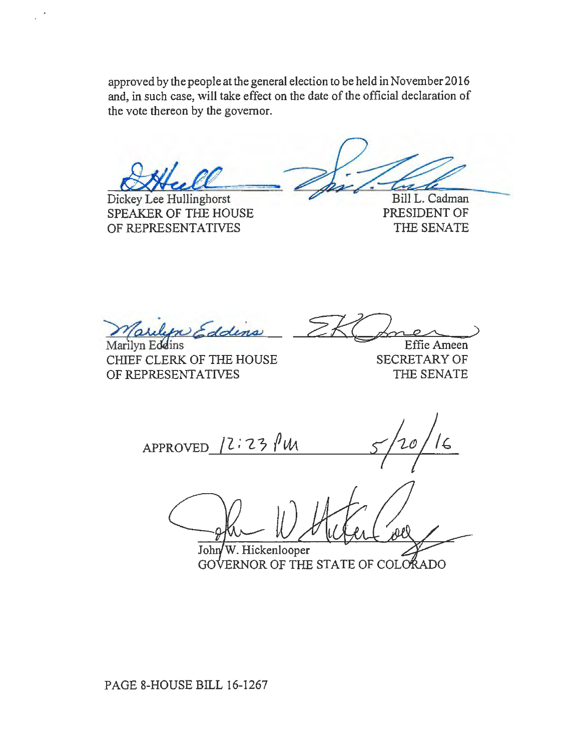approved by the people at the general election to be held in November 2016 and, in such case, will take effect on the date of the official declaration of the vote thereon by the governor.

Dickey Lee Hullinghorst
SPEAKER OF THE HOUSE
OF REPRESENTATIVES

Bill L. Cadman
PRESIDENT OF
THE SENATE

Marilyn Eddins
CHIEF CLERK OF THE HOUSE
OF REPRESENTATIVES

Effie Ameen
SECRETARY OF
THE SENATE

APPROVED 12:23 PM 5/20/16

John W. Hickenlooper
GOVERNOR OF THE STATE OF COLORADO

PAGE 8-HOUSE BILL 16-1267